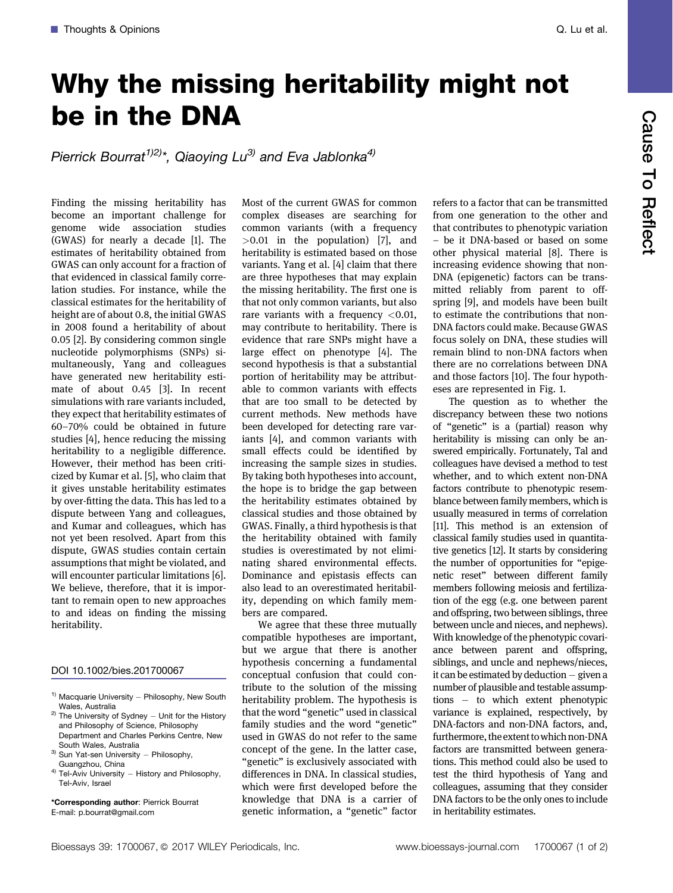# Why the missing heritability might not be in the DNA

*Pierrick Bourrat[1)2)]*, Qiaoying Lu[3)] and Eva Jablonka[4)]*

Finding the missing heritability has become an important challenge for genome wide association studies (GWAS) for nearly a decade [1]. The estimates of heritability obtained from GWAS can only account for a fraction of that evidenced in classical family correlation studies. For instance, while the classical estimates for the heritability of height are of about 0.8, the initial GWAS in 2008 found a heritability of about 0.05 [2]. By considering common single nucleotide polymorphisms (SNPs) simultaneously, Yang and colleagues have generated new heritability estimate of about 0.45 [3]. In recent simulations with rare variants included, they expect that heritability estimates of 60–70% could be obtained in future studies [4], hence reducing the missing heritability to a negligible difference. However, their method has been criticized by Kumar et al. [5], who claim that it gives unstable heritability estimates by over-fitting the data. This has led to a dispute between Yang and colleagues, and Kumar and colleagues, which has not yet been resolved. Apart from this dispute, GWAS studies contain certain assumptions that might be violated, and will encounter particular limitations [6]. We believe, therefore, that it is important to remain open to new approaches to and ideas on finding the missing heritability.

Most of the current GWAS for common complex diseases are searching for common variants (with a frequency >0.01 in the population) [7], and heritability is estimated based on those variants. Yang et al. [4] claim that there are three hypotheses that may explain the missing heritability. The first one is that not only common variants, but also rare variants with a frequency <0.01, may contribute to heritability. There is evidence that rare SNPs might have a large effect on phenotype [4]. The second hypothesis is that a substantial portion of heritability may be attributable to common variants with effects that are too small to be detected by current methods. New methods have been developed for detecting rare variants [4], and common variants with small effects could be identified by increasing the sample sizes in studies. By taking both hypotheses into account, the hope is to bridge the gap between the heritability estimates obtained by classical studies and those obtained by GWAS. Finally, a third hypothesis is that the heritability obtained with family studies is overestimated by not eliminating shared environmental effects. Dominance and epistasis effects can also lead to an overestimated heritability, depending on which family members are compared.

We agree that these three mutually compatible hypotheses are important, but we argue that there is another hypothesis concerning a fundamental conceptual confusion that could contribute to the solution of the missing heritability problem. The hypothesis is that the word "genetic" used in classical family studies and the word "genetic" used in GWAS do not refer to the same concept of the gene. In the latter case, "genetic" is exclusively associated with differences in DNA. In classical studies, which were first developed before the knowledge that DNA is a carrier of genetic information, a "genetic" factor refers to a factor that can be transmitted from one generation to the other and that contributes to phenotypic variation – be it DNA-based or based on some other physical material [8]. There is increasing evidence showing that non-DNA (epigenetic) factors can be transmitted reliably from parent to offspring [9], and models have been built to estimate the contributions that non-DNA factors could make. Because GWAS focus solely on DNA, these studies will remain blind to non-DNA factors when there are no correlations between DNA and those factors [10]. The four hypotheses are represented in Fig. 1.

The question as to whether the discrepancy between these two notions of "genetic" is a (partial) reason why heritability is missing can only be answered empirically. Fortunately, Tal and colleagues have devised a method to test whether, and to which extent non-DNA factors contribute to phenotypic resemblance between family members, which is usually measured in terms of correlation [11]. This method is an extension of classical family studies used in quantitative genetics [12]. It starts by considering the number of opportunities for "epigenetic reset" between different family members following meiosis and fertilization of the egg (e.g. one between parent and offspring, two between siblings, three between uncle and nieces, and nephews). With knowledge of the phenotypic covariance between parent and offspring, siblings, and uncle and nephews/nieces, it can be estimated by deduction – given a number of plausible and testable assumptions – to which extent phenotypic variance is explained, respectively, by DNA-factors and non-DNA factors, and, furthermore, the extent to which non-DNA factors are transmitted between generations. This method could also be used to test the third hypothesis of Yang and colleagues, assuming that they consider DNA factors to be the only ones to include in heritability estimates.

DOI 10.1002/bies.201700067

[1)] Macquarie University – Philosophy, New South Wales, Australia
[2)] The University of Sydney – Unit for the History and Philosophy of Science, Philosophy Department and Charles Perkins Centre, New South Wales, Australia
[3)] Sun Yat-sen University – Philosophy, Guangzhou, China
[4)] Tel-Aviv University – History and Philosophy, Tel-Aviv, Israel

**\*Corresponding author**: Pierrick Bourrat
E-mail: p.bourrat@gmail.com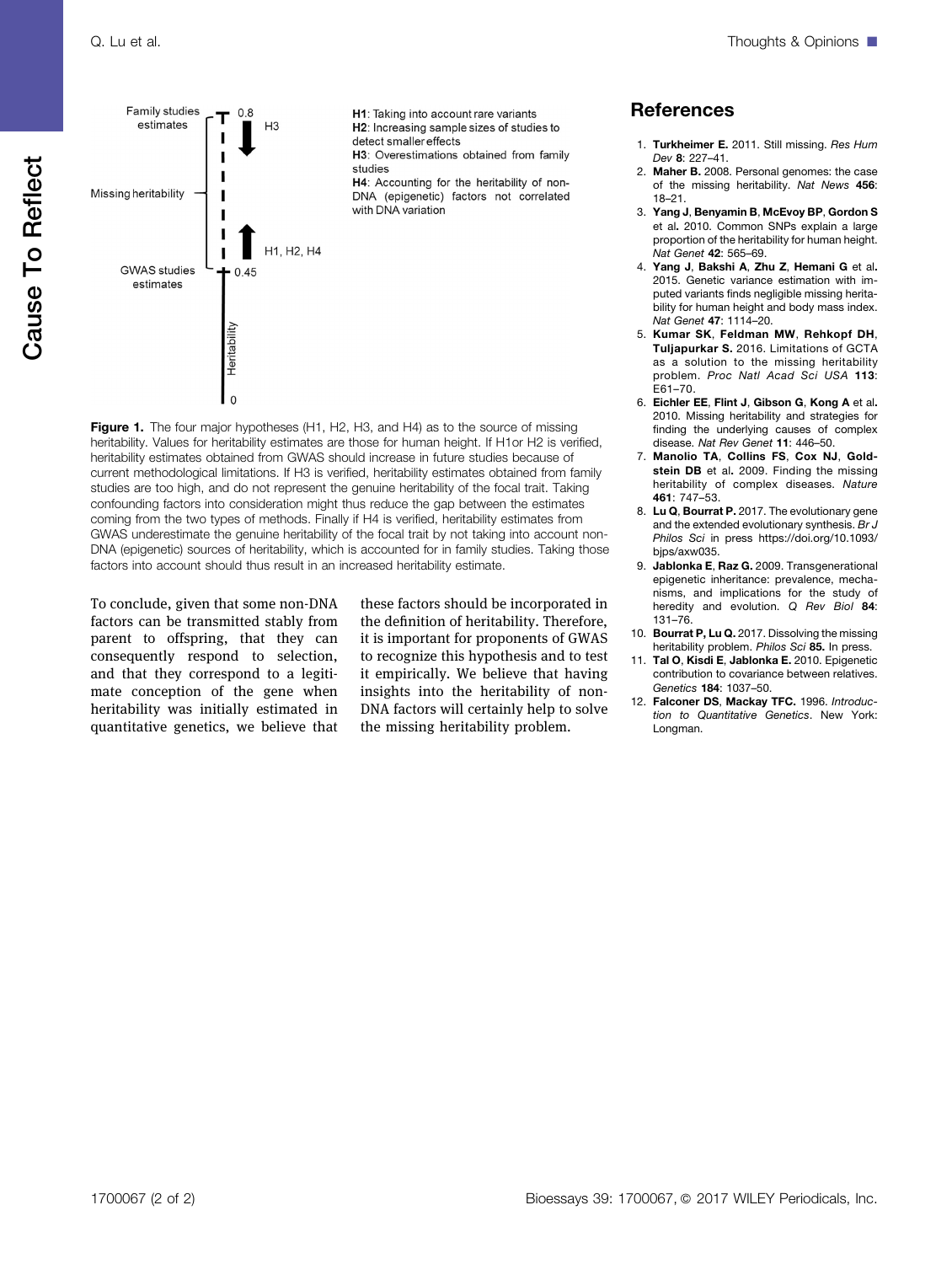Family studies estimates

0.8

H3

Missing heritability

H1, H2, H4

GWAS studies estimates

0.45

Heritability

0

H1: Taking into account rare variants
H2: Increasing sample sizes of studies to detect smaller effects
H3: Overestimations obtained from family studies
H4: Accounting for the heritability of non-DNA (epigenetic) factors not correlated with DNA variation

**Figure 1.** The four major hypotheses (H1, H2, H3, and H4) as to the source of missing heritability. Values for heritability estimates are those for human height. If H1or H2 is verified, heritability estimates obtained from GWAS should increase in future studies because of current methodological limitations. If H3 is verified, heritability estimates obtained from family studies are too high, and do not represent the genuine heritability of the focal trait. Taking confounding factors into consideration might thus reduce the gap between the estimates coming from the two types of methods. Finally if H4 is verified, heritability estimates from GWAS underestimate the genuine heritability of the focal trait by not taking into account non-DNA (epigenetic) sources of heritability, which is accounted for in family studies. Taking those factors into account should thus result in an increased heritability estimate.

To conclude, given that some non-DNA factors can be transmitted stably from parent to offspring, that they can consequently respond to selection, and that they correspond to a legitimate conception of the gene when heritability was initially estimated in quantitative genetics, we believe that these factors should be incorporated in the definition of heritability. Therefore, it is important for proponents of GWAS to recognize this hypothesis and to test it empirically. We believe that having insights into the heritability of non-DNA factors will certainly help to solve the missing heritability problem.

## References

1. **Turkheimer E.** 2011. Still missing. *Res Hum Dev* **8**: 227–41.
2. **Maher B.** 2008. Personal genomes: the case of the missing heritability. *Nat News* **456**: 18–21.
3. **Yang J**, **Benyamin B**, **McEvoy BP**, **Gordon S** et al. 2010. Common SNPs explain a large proportion of the heritability for human height. *Nat Genet* **42**: 565–69.
4. **Yang J**, **Bakshi A**, **Zhu Z**, **Hemani G** et al**.** 2015. Genetic variance estimation with imputed variants finds negligible missing heritability for human height and body mass index. *Nat Genet* **47**: 1114–20.
5. **Kumar SK**, **Feldman MW**, **Rehkopf DH**, **Tuljapurkar S.** 2016. Limitations of GCTA as a solution to the missing heritability problem. *Proc Natl Acad Sci USA* **113**: E61–70.
6. **Eichler EE**, **Flint J**, **Gibson G**, **Kong A** et al**.** 2010. Missing heritability and strategies for finding the underlying causes of complex disease. *Nat Rev Genet* **11**: 446–50.
7. **Manolio TA**, **Collins FS**, **Cox NJ**, **Goldstein DB** et al**.** 2009. Finding the missing heritability of complex diseases. *Nature* **461**: 747–53.
8. **Lu Q**, **Bourrat P.** 2017. The evolutionary gene and the extended evolutionary synthesis. *Br J Philos Sci* in press https://doi.org/10.1093/bjps/axw035.
9. **Jablonka E**, **Raz G.** 2009. Transgenerational epigenetic inheritance: prevalence, mechanisms, and implications for the study of heredity and evolution. *Q Rev Biol* **84**: 131–76.
10. **Bourrat P, Lu Q.** 2017. Dissolving the missing heritability problem. *Philos Sci* **85.** In press.
11. **Tal O**, **Kisdi E**, **Jablonka E.** 2010. Epigenetic contribution to covariance between relatives. *Genetics* **184**: 1037–50.
12. **Falconer DS**, **Mackay TFC.** 1996. *Introduction to Quantitative Genetics*. New York: Longman.